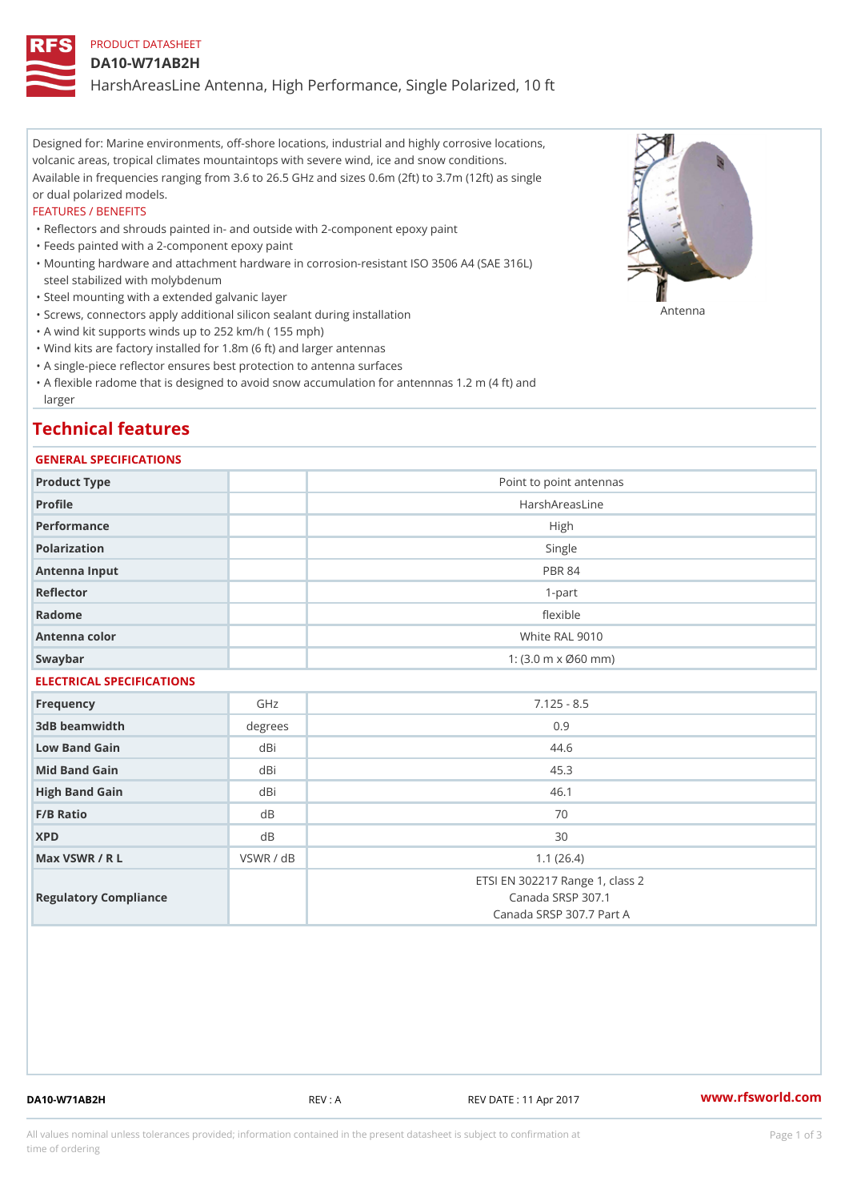PRODUCT DATASHEET

# DA10-W71AB2H

## HarshAreasLine Antenna, High Performance, Single Polarized, 10 ft

Designed for: Marine environments, off-shore locations, industrial and highly corrosive locations, volcanic areas, tropical climates mountaintops with severe wind, ice and snow conditions. Available in frequencies ranging from 3.6 to 26.5 GHz and sizes 0.6m (2ft) to 3.7m (12ft) as single or dual polarized models.

FEATURES / BENEFITS

- Reflectors and shrouds painted in- and outside with 2-component epoxy paint
- Feeds painted with a 2-component epoxy paint
- Mounting hardware and attachment hardware in corrosion-resistant ISO 3506 A4 (SAE 316L) steel stabilized with molybdenum
- Steel mounting with a extended galvanic layer
- Screws, connectors apply additional silicon sealant during installation
- A wind kit supports winds up to 252 km/h ( 155 mph)
- Wind kits are factory installed for 1.8m (6 ft) and larger antennas
- A single-piece reflector ensures best protection to antenna surfaces
- A flexible radome that is designed to avoid snow accumulation for antennnas 1.2 m (4 ft) and larger

Antenna

# Technical features

## GENERAL SPECIFICATIONS

| | | |
|---|---|---|
| Product Type | | Point to point antennas |
| Profile | | HarshAreasLine |
| Performance | | High |
| Polarization | | Single |
| Antenna Input | | PBR 84 |
| Reflector | | 1-part |
| Radome | | flexible |
| Antenna color | | White RAL 9010 |
| Swaybar | | 1: (3.0 m x Ø60 mm) |

## ELECTRICAL SPECIFICATIONS

| | | |
|---|---|---|
| Frequency | GHz | 7.125 - 8.5 |
| 3dB beamwidth | degrees | 0.9 |
| Low Band Gain | dBi | 44.6 |
| Mid Band Gain | dBi | 45.3 |
| High Band Gain | dBi | 46.1 |
| F/B Ratio | dB | 70 |
| XPD | dB | 30 |
| Max VSWR / R L | VSWR / dB | 1.1 (26.4) |
| Regulatory Compliance | | ETSI EN 302217 Range 1, class 2<br>Canada SRSP 307.1<br>Canada SRSP 307.7 Part A |

DA10-W71AB2H REV : A REV DATE : 11 Apr 2017 www.rfsworld.com

All values nominal unless tolerances provided; information contained in the present datasheet is subject to confirmation at time of ordering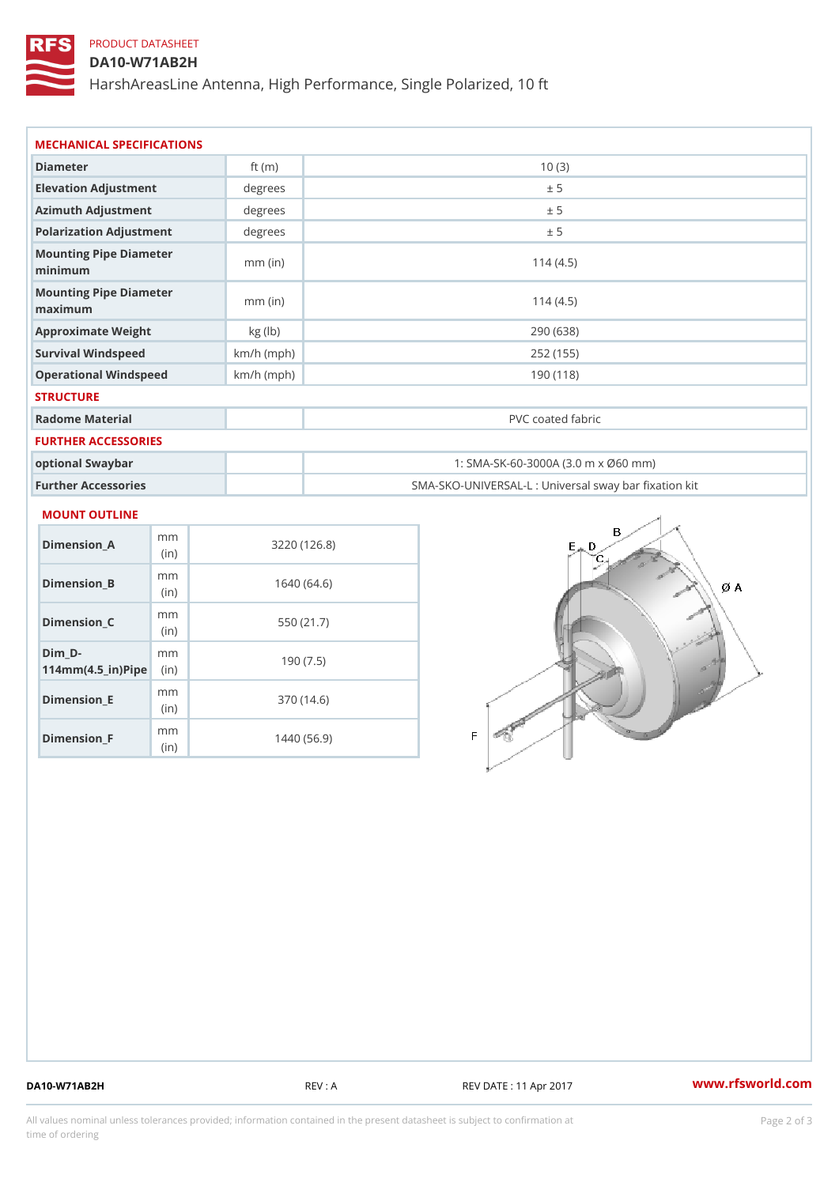PRODUCT DATASHEET

# DA10-W71AB2H

HarshAreasLine Antenna, High Performance, Single Polarized, 10 ft

## MECHANICAL SPECIFICATIONS

| | | |
|---|---|---|
| Diameter | ft (m) | 10 (3) |
| Elevation Adjustment | degrees | ± 5 |
| Azimuth Adjustment | degrees | ± 5 |
| Polarization Adjustment | degrees | ± 5 |
| Mounting Pipe Diameter minimum | mm (in) | 114 (4.5) |
| Mounting Pipe Diameter maximum | mm (in) | 114 (4.5) |
| Approximate Weight | kg (lb) | 290 (638) |
| Survival Windspeed | km/h (mph) | 252 (155) |
| Operational Windspeed | km/h (mph) | 190 (118) |

## STRUCTURE

| | | |
|---|---|---|
| Radome Material | | PVC coated fabric |

## FURTHER ACCESSORIES

| | | |
|---|---|---|
| optional Swaybar | | 1: SMA-SK-60-3000A (3.0 m x Ø60 mm) |
| Further Accessories | | SMA-SKO-UNIVERSAL-L : Universal sway bar fixation kit |

## MOUNT OUTLINE

| | | |
|---|---|---|
| Dimension_A | mm (in) | 3220 (126.8) |
| Dimension_B | mm (in) | 1640 (64.6) |
| Dimension_C | mm (in) | 550 (21.7) |
| Dim_D-114mm(4.5_in)Pipe | mm (in) | 190 (7.5) |
| Dimension_E | mm (in) | 370 (14.6) |
| Dimension_F | mm (in) | 1440 (56.9) |

DA10-W71AB2H REV : A REV DATE : 11 Apr 2017 www.rfsworld.com

All values nominal unless tolerances provided; information contained in the present datasheet is subject to confirmation at time of ordering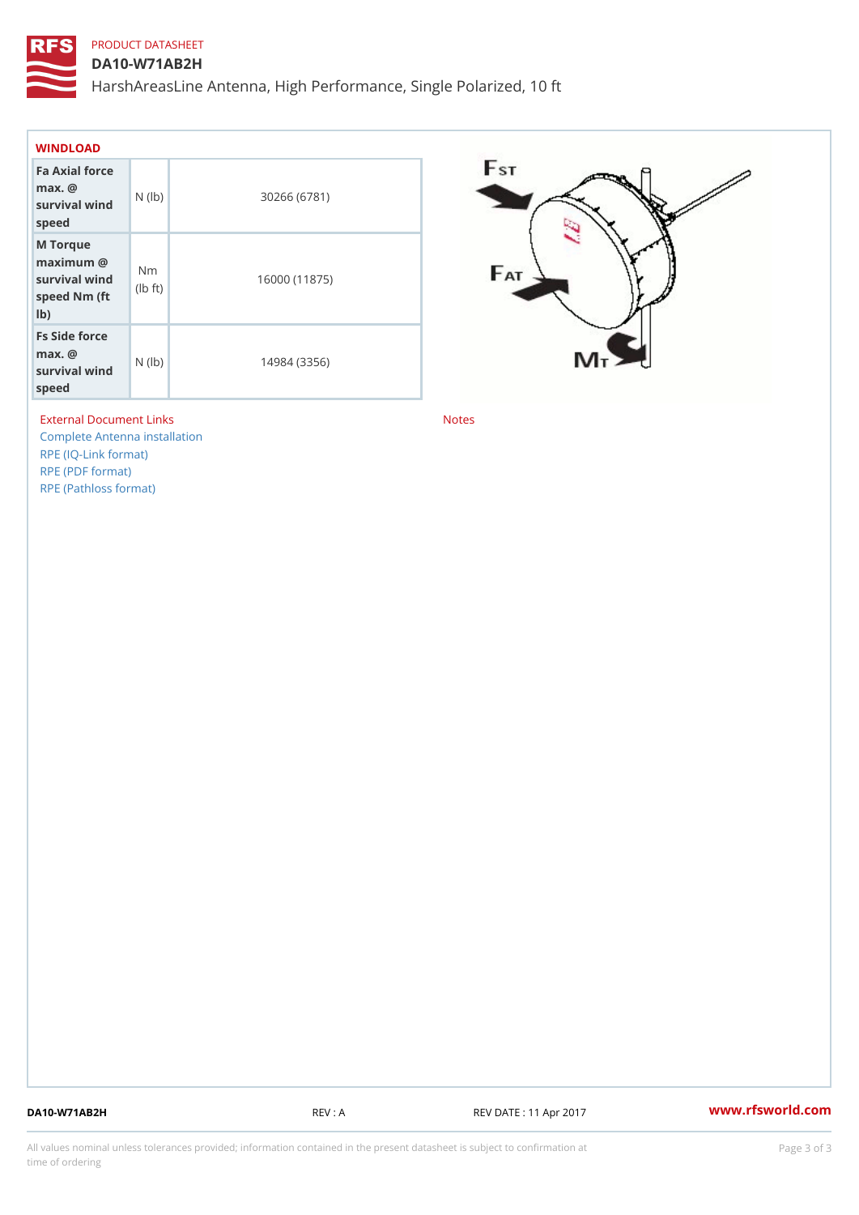PRODUCT DATASHEET

# DA10-W71AB2H

HarshAreasLine Antenna, High Performance, Single Polarized, 10 ft

## WINDLOAD

| | | |
|---|---|---|
| Fa Axial force max. @ survival wind speed | N (lb) | 30266 (6781) |
| M Torque maximum @ survival wind speed Nm (ft lb) | Nm (lb ft) | 16000 (11875) |
| Fs Side force max. @ survival wind speed | N (lb) | 14984 (3356) |

FST

FAT

MT

External Document Links

Complete Antenna installation

RPE (IQ-Link format)

RPE (PDF format)

RPE (Pathloss format)

Notes

All values nominal unless tolerances provided; information contained in the present datasheet is subject to confirmation at time of ordering